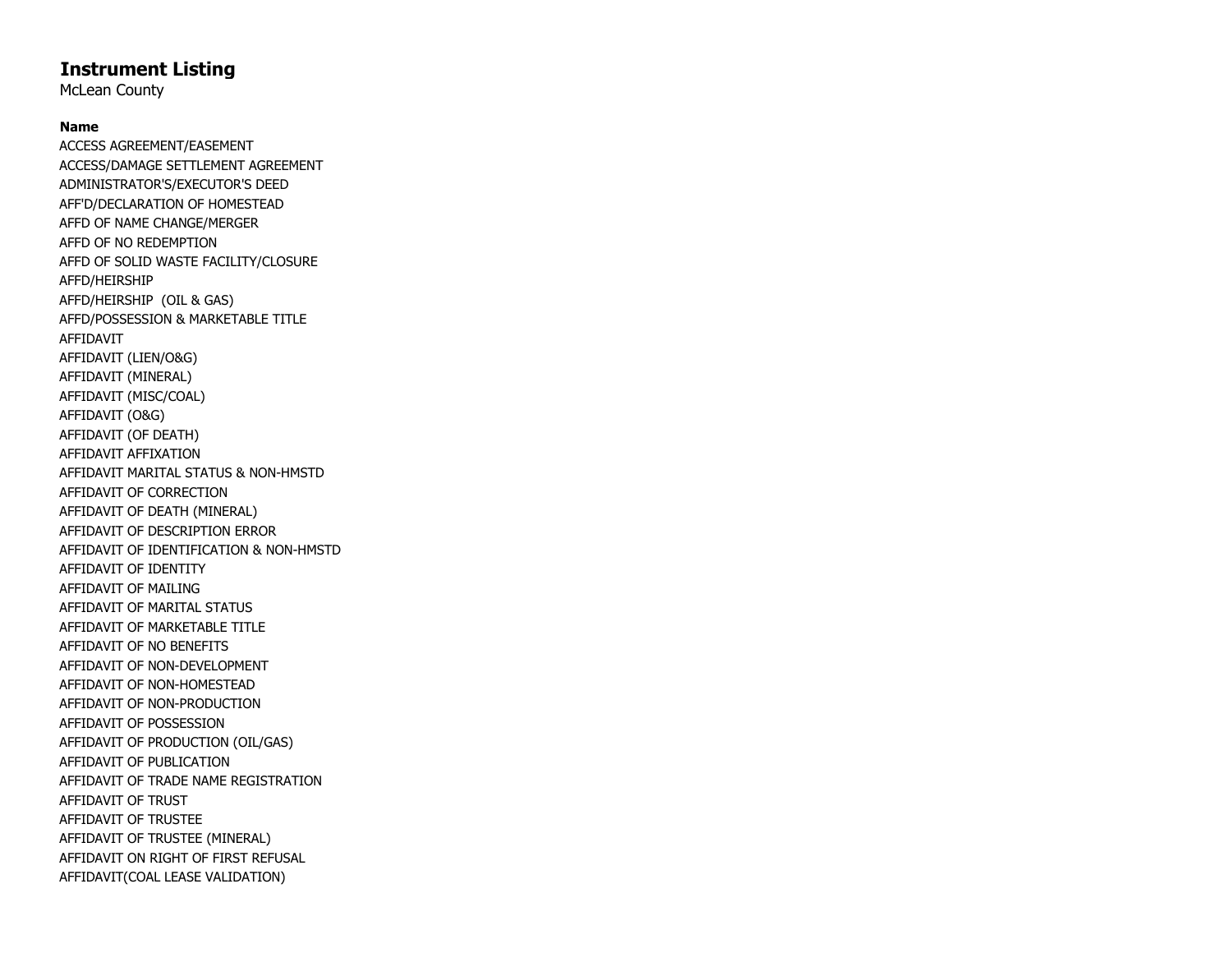# Instrument Listing

McLean County

| Name |
| --- |
| ACCESS AGREEMENT/EASEMENT |
| ACCESS/DAMAGE SETTLEMENT AGREEMENT |
| ADMINISTRATOR'S/EXECUTOR'S DEED |
| AFF'D/DECLARATION OF HOMESTEAD |
| AFFD OF NAME CHANGE/MERGER |
| AFFD OF NO REDEMPTION |
| AFFD OF SOLID WASTE FACILITY/CLOSURE |
| AFFD/HEIRSHIP |
| AFFD/HEIRSHIP (OIL & GAS) |
| AFFD/POSSESSION & MARKETABLE TITLE |
| AFFIDAVIT |
| AFFIDAVIT (LIEN/O&G) |
| AFFIDAVIT (MINERAL) |
| AFFIDAVIT (MISC/COAL) |
| AFFIDAVIT (O&G) |
| AFFIDAVIT (OF DEATH) |
| AFFIDAVIT AFFIXATION |
| AFFIDAVIT MARITAL STATUS & NON-HMSTD |
| AFFIDAVIT OF CORRECTION |
| AFFIDAVIT OF DEATH (MINERAL) |
| AFFIDAVIT OF DESCRIPTION ERROR |
| AFFIDAVIT OF IDENTIFICATION & NON-HMSTD |
| AFFIDAVIT OF IDENTITY |
| AFFIDAVIT OF MAILING |
| AFFIDAVIT OF MARITAL STATUS |
| AFFIDAVIT OF MARKETABLE TITLE |
| AFFIDAVIT OF NO BENEFITS |
| AFFIDAVIT OF NON-DEVELOPMENT |
| AFFIDAVIT OF NON-HOMESTEAD |
| AFFIDAVIT OF NON-PRODUCTION |
| AFFIDAVIT OF POSSESSION |
| AFFIDAVIT OF PRODUCTION (OIL/GAS) |
| AFFIDAVIT OF PUBLICATION |
| AFFIDAVIT OF TRADE NAME REGISTRATION |
| AFFIDAVIT OF TRUST |
| AFFIDAVIT OF TRUSTEE |
| AFFIDAVIT OF TRUSTEE (MINERAL) |
| AFFIDAVIT ON RIGHT OF FIRST REFUSAL |
| AFFIDAVIT(COAL LEASE VALIDATION) |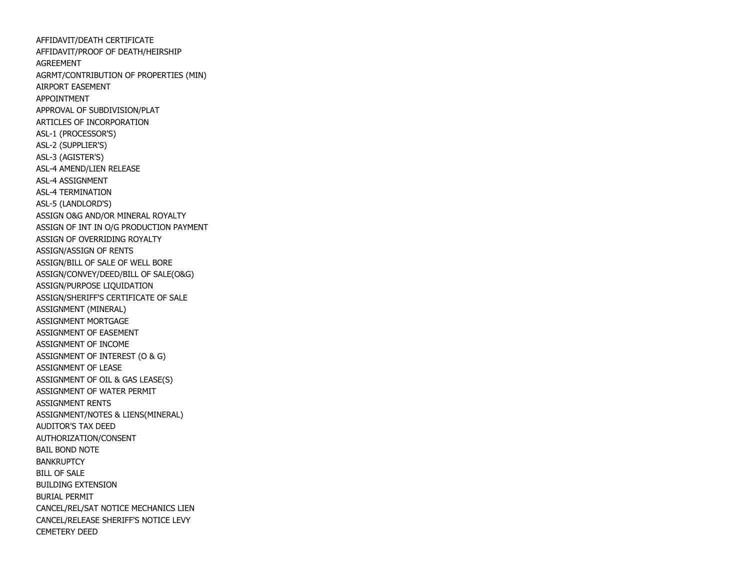AFFIDAVIT/DEATH CERTIFICATE
AFFIDAVIT/PROOF OF DEATH/HEIRSHIP
AGREEMENT
AGRMT/CONTRIBUTION OF PROPERTIES (MIN)
AIRPORT EASEMENT
APPOINTMENT
APPROVAL OF SUBDIVISION/PLAT
ARTICLES OF INCORPORATION
ASL-1 (PROCESSOR'S)
ASL-2 (SUPPLIER'S)
ASL-3 (AGISTER'S)
ASL-4 AMEND/LIEN RELEASE
ASL-4 ASSIGNMENT
ASL-4 TERMINATION
ASL-5 (LANDLORD'S)
ASSIGN O&G AND/OR MINERAL ROYALTY
ASSIGN OF INT IN O/G PRODUCTION PAYMENT
ASSIGN OF OVERRIDING ROYALTY
ASSIGN/ASSIGN OF RENTS
ASSIGN/BILL OF SALE OF WELL BORE
ASSIGN/CONVEY/DEED/BILL OF SALE(O&G)
ASSIGN/PURPOSE LIQUIDATION
ASSIGN/SHERIFF'S CERTIFICATE OF SALE
ASSIGNMENT (MINERAL)
ASSIGNMENT MORTGAGE
ASSIGNMENT OF EASEMENT
ASSIGNMENT OF INCOME
ASSIGNMENT OF INTEREST (O & G)
ASSIGNMENT OF LEASE
ASSIGNMENT OF OIL & GAS LEASE(S)
ASSIGNMENT OF WATER PERMIT
ASSIGNMENT RENTS
ASSIGNMENT/NOTES & LIENS(MINERAL)
AUDITOR'S TAX DEED
AUTHORIZATION/CONSENT
BAIL BOND NOTE
BANKRUPTCY
BILL OF SALE
BUILDING EXTENSION
BURIAL PERMIT
CANCEL/REL/SAT NOTICE MECHANICS LIEN
CANCEL/RELEASE SHERIFF'S NOTICE LEVY
CEMETERY DEED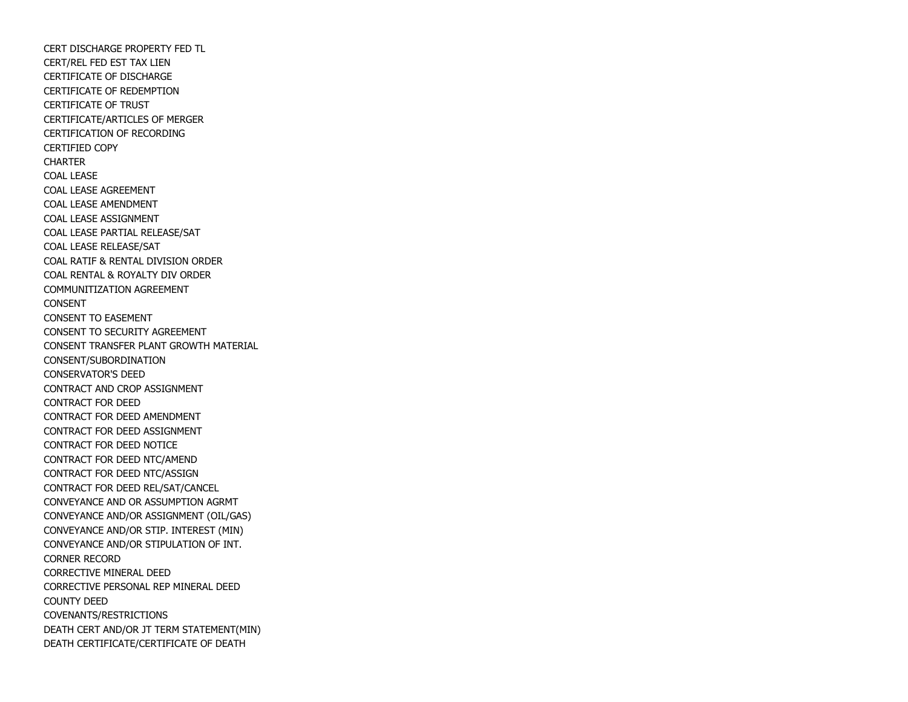CERT DISCHARGE PROPERTY FED TL
CERT/REL FED EST TAX LIEN
CERTIFICATE OF DISCHARGE
CERTIFICATE OF REDEMPTION
CERTIFICATE OF TRUST
CERTIFICATE/ARTICLES OF MERGER
CERTIFICATION OF RECORDING
CERTIFIED COPY
CHARTER
COAL LEASE
COAL LEASE AGREEMENT
COAL LEASE AMENDMENT
COAL LEASE ASSIGNMENT
COAL LEASE PARTIAL RELEASE/SAT
COAL LEASE RELEASE/SAT
COAL RATIF & RENTAL DIVISION ORDER
COAL RENTAL & ROYALTY DIV ORDER
COMMUNITIZATION AGREEMENT
CONSENT
CONSENT TO EASEMENT
CONSENT TO SECURITY AGREEMENT
CONSENT TRANSFER PLANT GROWTH MATERIAL
CONSENT/SUBORDINATION
CONSERVATOR'S DEED
CONTRACT AND CROP ASSIGNMENT
CONTRACT FOR DEED
CONTRACT FOR DEED AMENDMENT
CONTRACT FOR DEED ASSIGNMENT
CONTRACT FOR DEED NOTICE
CONTRACT FOR DEED NTC/AMEND
CONTRACT FOR DEED NTC/ASSIGN
CONTRACT FOR DEED REL/SAT/CANCEL
CONVEYANCE AND OR ASSUMPTION AGRMT
CONVEYANCE AND/OR ASSIGNMENT (OIL/GAS)
CONVEYANCE AND/OR STIP. INTEREST (MIN)
CONVEYANCE AND/OR STIPULATION OF INT.
CORNER RECORD
CORRECTIVE MINERAL DEED
CORRECTIVE PERSONAL REP MINERAL DEED
COUNTY DEED
COVENANTS/RESTRICTIONS
DEATH CERT AND/OR JT TERM STATEMENT(MIN)
DEATH CERTIFICATE/CERTIFICATE OF DEATH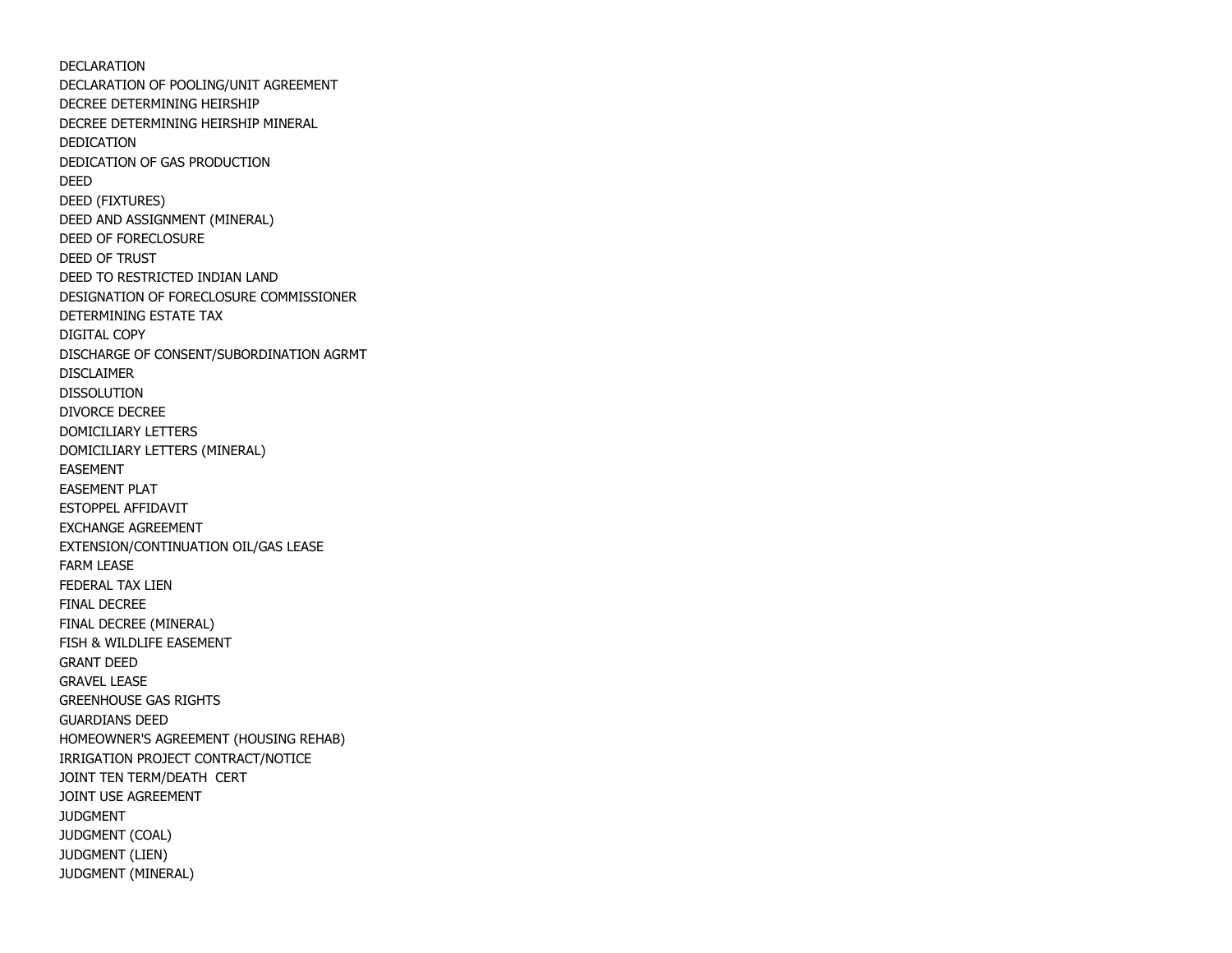DECLARATION
DECLARATION OF POOLING/UNIT AGREEMENT
DECREE DETERMINING HEIRSHIP
DECREE DETERMINING HEIRSHIP MINERAL
DEDICATION
DEDICATION OF GAS PRODUCTION
DEED
DEED (FIXTURES)
DEED AND ASSIGNMENT (MINERAL)
DEED OF FORECLOSURE
DEED OF TRUST
DEED TO RESTRICTED INDIAN LAND
DESIGNATION OF FORECLOSURE COMMISSIONER
DETERMINING ESTATE TAX
DIGITAL COPY
DISCHARGE OF CONSENT/SUBORDINATION AGRMT
DISCLAIMER
DISSOLUTION
DIVORCE DECREE
DOMICILIARY LETTERS
DOMICILIARY LETTERS (MINERAL)
EASEMENT
EASEMENT PLAT
ESTOPPEL AFFIDAVIT
EXCHANGE AGREEMENT
EXTENSION/CONTINUATION OIL/GAS LEASE
FARM LEASE
FEDERAL TAX LIEN
FINAL DECREE
FINAL DECREE (MINERAL)
FISH & WILDLIFE EASEMENT
GRANT DEED
GRAVEL LEASE
GREENHOUSE GAS RIGHTS
GUARDIANS DEED
HOMEOWNER'S AGREEMENT (HOUSING REHAB)
IRRIGATION PROJECT CONTRACT/NOTICE
JOINT TEN TERM/DEATH CERT
JOINT USE AGREEMENT
JUDGMENT
JUDGMENT (COAL)
JUDGMENT (LIEN)
JUDGMENT (MINERAL)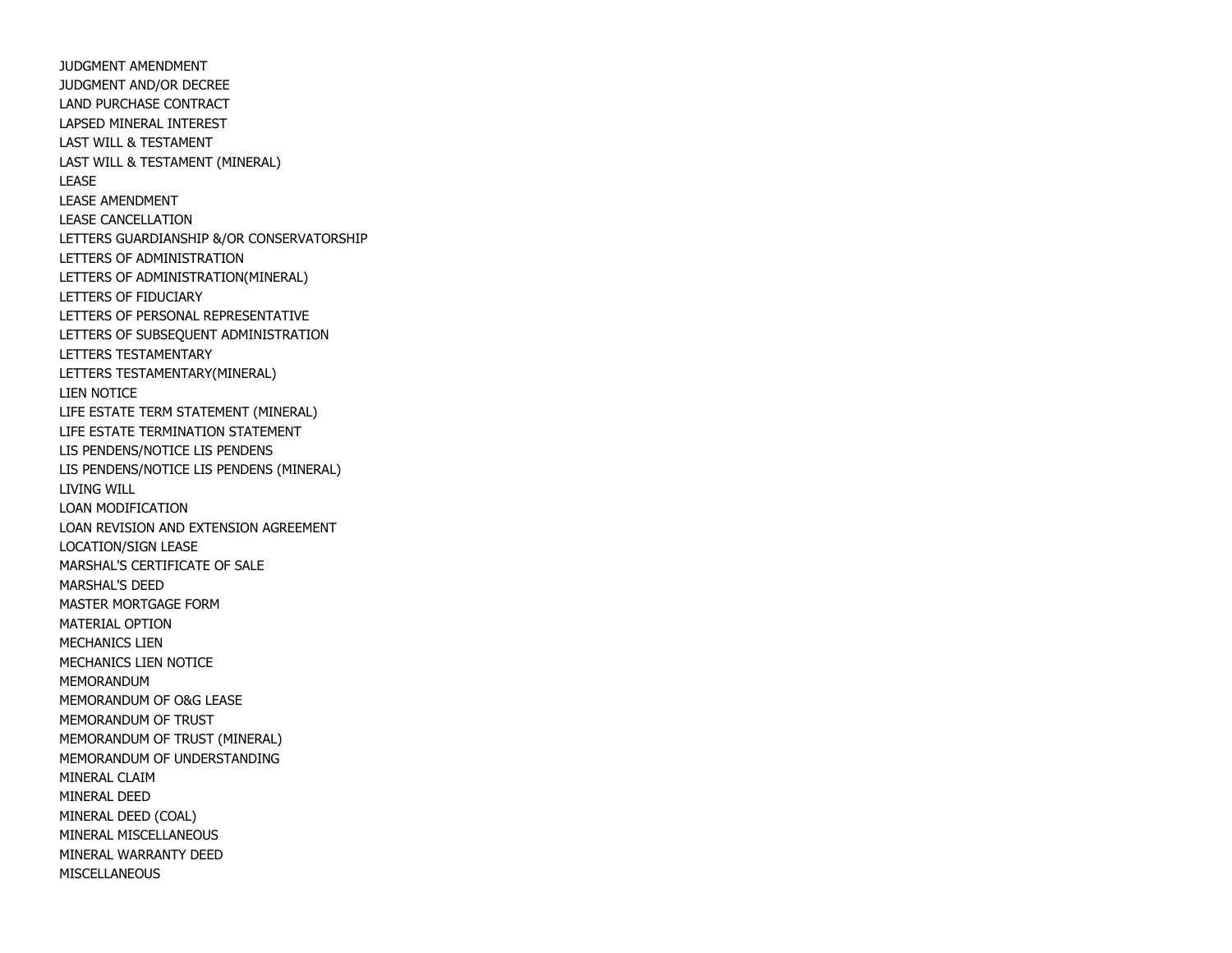JUDGMENT AMENDMENT
JUDGMENT AND/OR DECREE
LAND PURCHASE CONTRACT
LAPSED MINERAL INTEREST
LAST WILL & TESTAMENT
LAST WILL & TESTAMENT (MINERAL)
LEASE
LEASE AMENDMENT
LEASE CANCELLATION
LETTERS GUARDIANSHIP &/OR CONSERVATORSHIP
LETTERS OF ADMINISTRATION
LETTERS OF ADMINISTRATION(MINERAL)
LETTERS OF FIDUCIARY
LETTERS OF PERSONAL REPRESENTATIVE
LETTERS OF SUBSEQUENT ADMINISTRATION
LETTERS TESTAMENTARY
LETTERS TESTAMENTARY(MINERAL)
LIEN NOTICE
LIFE ESTATE TERM STATEMENT (MINERAL)
LIFE ESTATE TERMINATION STATEMENT
LIS PENDENS/NOTICE LIS PENDENS
LIS PENDENS/NOTICE LIS PENDENS (MINERAL)
LIVING WILL
LOAN MODIFICATION
LOAN REVISION AND EXTENSION AGREEMENT
LOCATION/SIGN LEASE
MARSHAL'S CERTIFICATE OF SALE
MARSHAL'S DEED
MASTER MORTGAGE FORM
MATERIAL OPTION
MECHANICS LIEN
MECHANICS LIEN NOTICE
MEMORANDUM
MEMORANDUM OF O&G LEASE
MEMORANDUM OF TRUST
MEMORANDUM OF TRUST (MINERAL)
MEMORANDUM OF UNDERSTANDING
MINERAL CLAIM
MINERAL DEED
MINERAL DEED (COAL)
MINERAL MISCELLANEOUS
MINERAL WARRANTY DEED
MISCELLANEOUS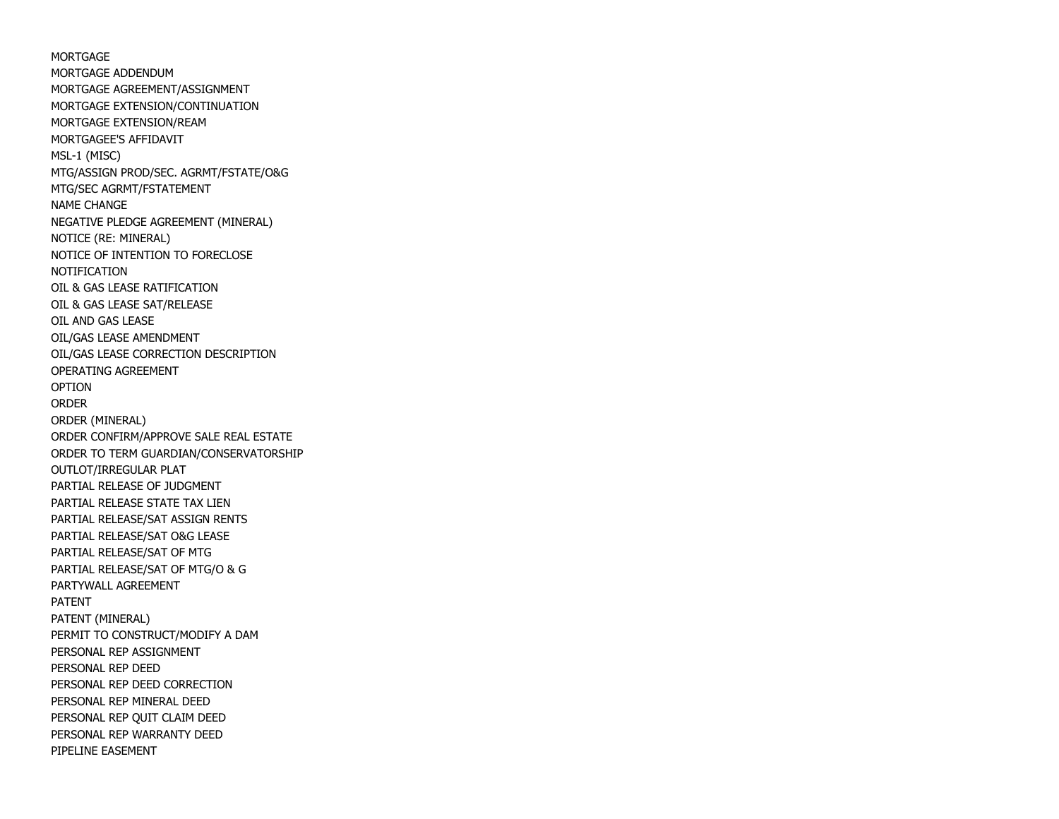MORTGAGE
MORTGAGE ADDENDUM
MORTGAGE AGREEMENT/ASSIGNMENT
MORTGAGE EXTENSION/CONTINUATION
MORTGAGE EXTENSION/REAM
MORTGAGEE'S AFFIDAVIT
MSL-1 (MISC)
MTG/ASSIGN PROD/SEC. AGRMT/FSTATE/O&G
MTG/SEC AGRMT/FSTATEMENT
NAME CHANGE
NEGATIVE PLEDGE AGREEMENT (MINERAL)
NOTICE (RE: MINERAL)
NOTICE OF INTENTION TO FORECLOSE
NOTIFICATION
OIL & GAS LEASE RATIFICATION
OIL & GAS LEASE SAT/RELEASE
OIL AND GAS LEASE
OIL/GAS LEASE AMENDMENT
OIL/GAS LEASE CORRECTION DESCRIPTION
OPERATING AGREEMENT
OPTION
ORDER
ORDER (MINERAL)
ORDER CONFIRM/APPROVE SALE REAL ESTATE
ORDER TO TERM GUARDIAN/CONSERVATORSHIP
OUTLOT/IRREGULAR PLAT
PARTIAL RELEASE OF JUDGMENT
PARTIAL RELEASE STATE TAX LIEN
PARTIAL RELEASE/SAT ASSIGN RENTS
PARTIAL RELEASE/SAT O&G LEASE
PARTIAL RELEASE/SAT OF MTG
PARTIAL RELEASE/SAT OF MTG/O & G
PARTYWALL AGREEMENT
PATENT
PATENT (MINERAL)
PERMIT TO CONSTRUCT/MODIFY A DAM
PERSONAL REP ASSIGNMENT
PERSONAL REP DEED
PERSONAL REP DEED CORRECTION
PERSONAL REP MINERAL DEED
PERSONAL REP QUIT CLAIM DEED
PERSONAL REP WARRANTY DEED
PIPELINE EASEMENT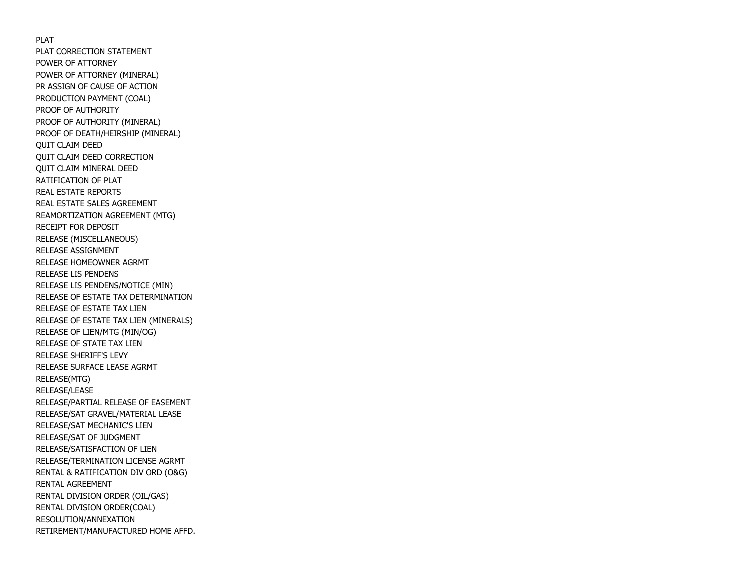PLAT
PLAT CORRECTION STATEMENT
POWER OF ATTORNEY
POWER OF ATTORNEY (MINERAL)
PR ASSIGN OF CAUSE OF ACTION
PRODUCTION PAYMENT (COAL)
PROOF OF AUTHORITY
PROOF OF AUTHORITY (MINERAL)
PROOF OF DEATH/HEIRSHIP (MINERAL)
QUIT CLAIM DEED
QUIT CLAIM DEED CORRECTION
QUIT CLAIM MINERAL DEED
RATIFICATION OF PLAT
REAL ESTATE REPORTS
REAL ESTATE SALES AGREEMENT
REAMORTIZATION AGREEMENT (MTG)
RECEIPT FOR DEPOSIT
RELEASE (MISCELLANEOUS)
RELEASE ASSIGNMENT
RELEASE HOMEOWNER AGRMT
RELEASE LIS PENDENS
RELEASE LIS PENDENS/NOTICE (MIN)
RELEASE OF ESTATE TAX DETERMINATION
RELEASE OF ESTATE TAX LIEN
RELEASE OF ESTATE TAX LIEN (MINERALS)
RELEASE OF LIEN/MTG (MIN/OG)
RELEASE OF STATE TAX LIEN
RELEASE SHERIFF'S LEVY
RELEASE SURFACE LEASE AGRMT
RELEASE(MTG)
RELEASE/LEASE
RELEASE/PARTIAL RELEASE OF EASEMENT
RELEASE/SAT GRAVEL/MATERIAL LEASE
RELEASE/SAT MECHANIC'S LIEN
RELEASE/SAT OF JUDGMENT
RELEASE/SATISFACTION OF LIEN
RELEASE/TERMINATION LICENSE AGRMT
RENTAL & RATIFICATION DIV ORD (O&G)
RENTAL AGREEMENT
RENTAL DIVISION ORDER (OIL/GAS)
RENTAL DIVISION ORDER(COAL)
RESOLUTION/ANNEXATION
RETIREMENT/MANUFACTURED HOME AFFD.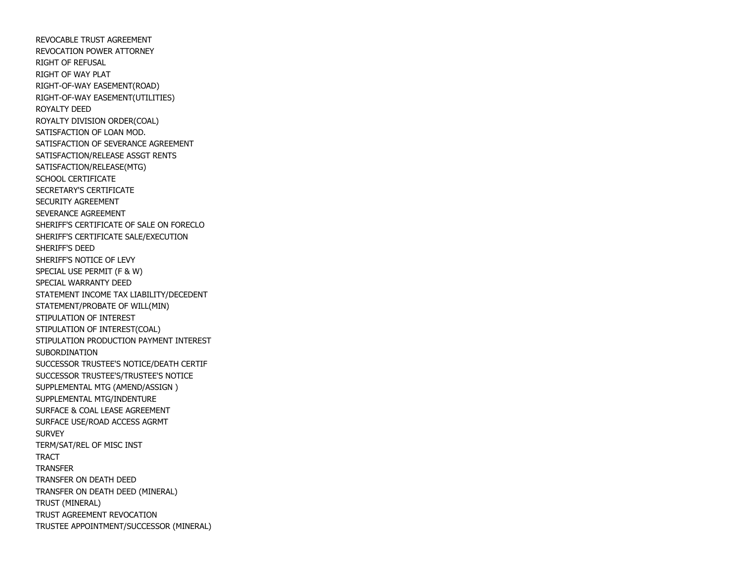REVOCABLE TRUST AGREEMENT
REVOCATION POWER ATTORNEY
RIGHT OF REFUSAL
RIGHT OF WAY PLAT
RIGHT-OF-WAY EASEMENT(ROAD)
RIGHT-OF-WAY EASEMENT(UTILITIES)
ROYALTY DEED
ROYALTY DIVISION ORDER(COAL)
SATISFACTION OF LOAN MOD.
SATISFACTION OF SEVERANCE AGREEMENT
SATISFACTION/RELEASE ASSGT RENTS
SATISFACTION/RELEASE(MTG)
SCHOOL CERTIFICATE
SECRETARY'S CERTIFICATE
SECURITY AGREEMENT
SEVERANCE AGREEMENT
SHERIFF'S CERTIFICATE OF SALE ON FORECLO
SHERIFF'S CERTIFICATE SALE/EXECUTION
SHERIFF'S DEED
SHERIFF'S NOTICE OF LEVY
SPECIAL USE PERMIT (F & W)
SPECIAL WARRANTY DEED
STATEMENT INCOME TAX LIABILITY/DECEDENT
STATEMENT/PROBATE OF WILL(MIN)
STIPULATION OF INTEREST
STIPULATION OF INTEREST(COAL)
STIPULATION PRODUCTION PAYMENT INTEREST
SUBORDINATION
SUCCESSOR TRUSTEE'S NOTICE/DEATH CERTIF
SUCCESSOR TRUSTEE'S/TRUSTEE'S NOTICE
SUPPLEMENTAL MTG (AMEND/ASSIGN )
SUPPLEMENTAL MTG/INDENTURE
SURFACE & COAL LEASE AGREEMENT
SURFACE USE/ROAD ACCESS AGRMT
SURVEY
TERM/SAT/REL OF MISC INST
TRACT
TRANSFER
TRANSFER ON DEATH DEED
TRANSFER ON DEATH DEED (MINERAL)
TRUST (MINERAL)
TRUST AGREEMENT REVOCATION
TRUSTEE APPOINTMENT/SUCCESSOR (MINERAL)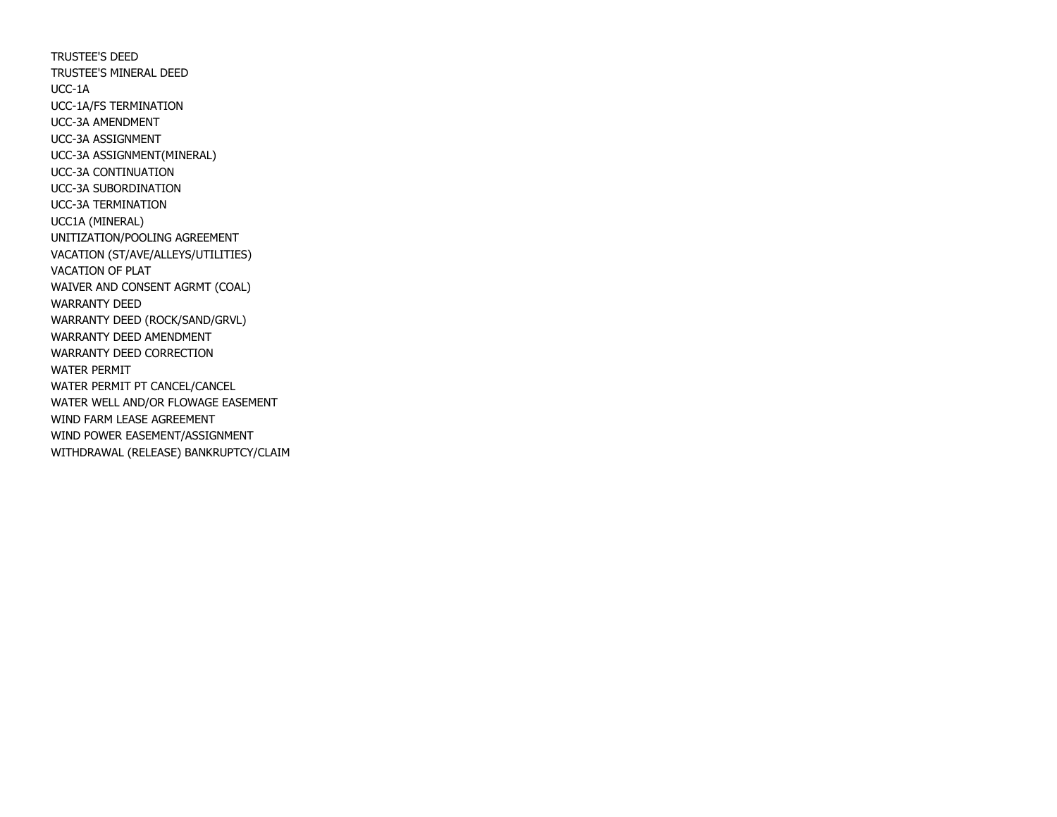TRUSTEE'S DEED
TRUSTEE'S MINERAL DEED
UCC-1A
UCC-1A/FS TERMINATION
UCC-3A AMENDMENT
UCC-3A ASSIGNMENT
UCC-3A ASSIGNMENT(MINERAL)
UCC-3A CONTINUATION
UCC-3A SUBORDINATION
UCC-3A TERMINATION
UCC1A (MINERAL)
UNITIZATION/POOLING AGREEMENT
VACATION (ST/AVE/ALLEYS/UTILITIES)
VACATION OF PLAT
WAIVER AND CONSENT AGRMT (COAL)
WARRANTY DEED
WARRANTY DEED (ROCK/SAND/GRVL)
WARRANTY DEED AMENDMENT
WARRANTY DEED CORRECTION
WATER PERMIT
WATER PERMIT PT CANCEL/CANCEL
WATER WELL AND/OR FLOWAGE EASEMENT
WIND FARM LEASE AGREEMENT
WIND POWER EASEMENT/ASSIGNMENT
WITHDRAWAL (RELEASE) BANKRUPTCY/CLAIM